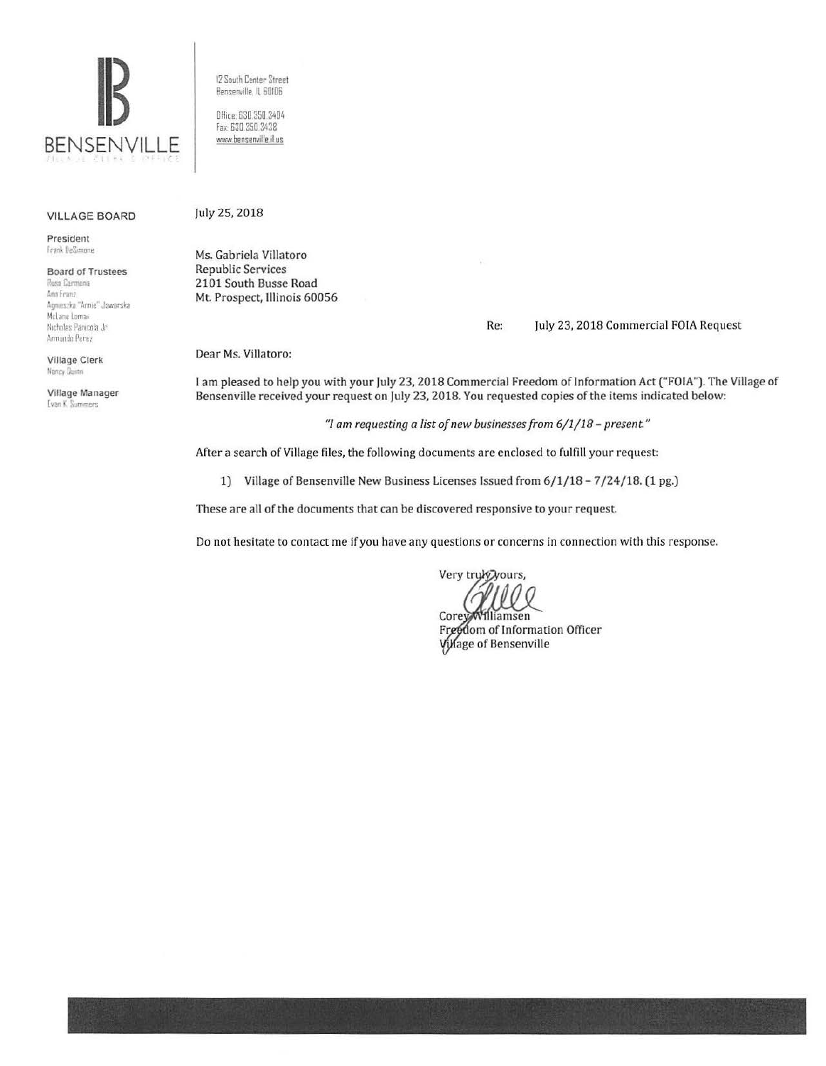BENSENVILLE

VILLAGE CLERK'S OFFICE

12 South Center Street
Bensenville, IL 60106

Office: 630.350.3404
Fax: 630.350.3438
www.bensenville.il.us

**VILLAGE BOARD**

**President**
Frank DeSimone

**Board of Trustees**
Rosa Carmona
Ann Franz
Agnieszka "Annie" Jaworska
McLane Lomax
Nicholas Panicola Jr.
Armando Perez

**Village Clerk**
Nancy Quinn

**Village Manager**
Evan K. Summers

July 25, 2018

Ms. Gabriela Villatoro
Republic Services
2101 South Busse Road
Mt. Prospect, Illinois 60056

Re: July 23, 2018 Commercial FOIA Request

Dear Ms. Villatoro:

I am pleased to help you with your July 23, 2018 Commercial Freedom of Information Act ("FOIA"). The Village of Bensenville received your request on July 23, 2018. You requested copies of the items indicated below:

*"I am requesting a list of new businesses from 6/1/18 – present."*

After a search of Village files, the following documents are enclosed to fulfill your request:

1) Village of Bensenville New Business Licenses Issued from 6/1/18 – 7/24/18. (1 pg.)

These are all of the documents that can be discovered responsive to your request.

Do not hesitate to contact me if you have any questions or concerns in connection with this response.

Very truly yours,

Corey Williamsen
Freedom of Information Officer
Village of Bensenville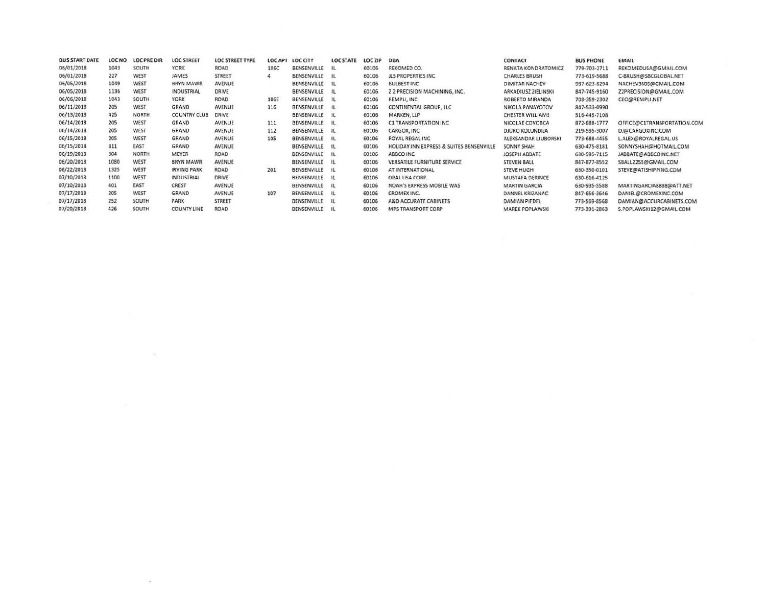| BUS START DATE | LOC NO | LOC PRE DIR | LOC STREET | LOC STREET TYPE | LOC APT | LOC CITY | LOC STATE | LOC ZIP | DBA | CONTACT | BUS PHONE | EMAIL |
|---|---|---|---|---|---|---|---|---|---|---|---|---|
| 06/01/2018 | 1043 | SOUTH | YORK | ROAD | 106C | BENSENVILLE | IL | 60106 | REKOMED CO. | RENATA KONDRATOMICZ | 779-703-2711 | REKOMEDUSA@GMAIL.COM |
| 06/01/2018 | 227 | WEST | JAMES | STREET | 4 | BENSENVILLE | IL | 60106 | JLS PROPERTIES INC | CHARLES BRUSH | 773-619-5688 | C-BRUSH@SBCGLOBAL.NET |
| 06/05/2018 | 1049 | WEST | BRYN MAWR | AVENUE | | BENSENVILLE | IL | 60106 | BULBEST INC | DIMITAR NACHEV | 937-623-8294 | NACHEV3606@GMAIL.COM |
| 06/05/2018 | 1136 | WEST | INDUSTRIAL | DRIVE | | BENSENVILLE | IL | 60106 | Z 2 PRECISION MACHINING, INC. | ARKADIUSZ ZIELINSKI | 847-745-9160 | Z2PRECISION@GMAIL.COM |
| 06/06/2018 | 1043 | SOUTH | YORK | ROAD | 106E | BENSENVILLE | IL | 60106 | REMPLI, INC | ROBERTO MIRANDA | 708-359-2302 | CEO@REMPLI.NET |
| 06/11/2018 | 205 | WEST | GRAND | AVENUE | 116 | BENSENVILLE | IL | 60106 | CONTINENTAL GROUP, LLC | NIKOLA PANAYOTOV | 847-533-0990 | |
| 06/13/2018 | 425 | NORTH | COUNTRY CLUB | DRIVE | | BENSENVILLE | IL | 60106 | MARKEN, LLP | CHESTER WILLIAMS | 516-445-7108 | |
| 06/14/2018 | 205 | WEST | GRAND | AVENUE | 111 | BENSENVILLE | IL | 60106 | C1 TRANSPORTATION INC | NICOLAE COVOBCA | 872-888-1777 | OFFICE@C1TRANSPORTATION.COM |
| 06/14/2018 | 205 | WEST | GRAND | AVENUE | 112 | BENSENVILLE | IL | 60106 | CARGOX, INC | DJURO KOLUNDIJA | 219-595-3007 | DJ@CARGOXINC.COM |
| 06/15/2018 | 205 | WEST | GRAND | AVENUE | 105 | BENSENVILLE | IL | 60106 | ROYAL REGAL INC | ALEKSANDAR LJUBORSKI | 773-688-4455 | L.ALEX@ROYALREGAL.US |
| 06/15/2018 | 811 | EAST | GRAND | AVENUE | | BENSENVILLE | IL | 60106 | HOLIDAY INN EXPRESS & SUITES BENSENVILLE | SONNY SHAH | 630-475-8181 | SONNYSHAH@HOTMAIL.COM |
| 06/19/2018 | 304 | NORTH | MEYER | ROAD | | BENSENVILLE | IL | 60106 | ABBCO INC | JOSEPH ABBATE | 630-595-7115 | JABBATE@ABBCOINC.NET |
| 06/20/2018 | 1080 | WEST | BRYN MAWR | AVENUE | | BENSENVILLE | IL | 60106 | VERSATILE FURNITURE SERVICE | STEVEN BALL | 847-877-8552 | SBALL2255@GMAIL.COM |
| 06/22/2018 | 1325 | WEST | IRVING PARK | ROAD | 201 | BENSENVILLE | IL | 60106 | AT INTERNATIONAL | STEVE HUGH | 630-350-0101 | STEVE@ATISHIPPING.COM |
| 07/10/2018 | 1100 | WEST | INDUSTRIAL | DRIVE | | BENSENVILLE | IL | 60106 | OPAL USA CORP. | MUSTAFA DERINCE | 630-616-4125 | |
| 07/10/2018 | 401 | EAST | CREST | AVENUE | | BENSENVILLE | IL | 60106 | NOAH'S EXPRESS MOBILE WAS | MARTIN GARCIA | 630-935-5588 | MARTINGARCIA8888@ATT.NET |
| 07/17/2018 | 205 | WEST | GRAND | AVENUE | 107 | BENSENVILLE | IL | 60106 | CROMEX INC. | DANNEL KRIZANAC | 847-656-3646 | DANIEL@CROMEXINC.COM |
| 07/17/2018 | 252 | SOUTH | PARK | STREET | | BENSENVILLE | IL | 60106 | A&D ACCURATE CABINETS | DAMIAN PIEDEL | 773-569-8568 | DAMIAN@ACCURCABINETS.COM |
| 07/20/2018 | 426 | SOUTH | COUNTY LINE | ROAD | | BENSENVILLE | IL | 60106 | MPS TRANSPORT CORP | MAREK POPLAWSKI | 773-391-2863 | S.POPLAWSKI12@GMAIL.COM |